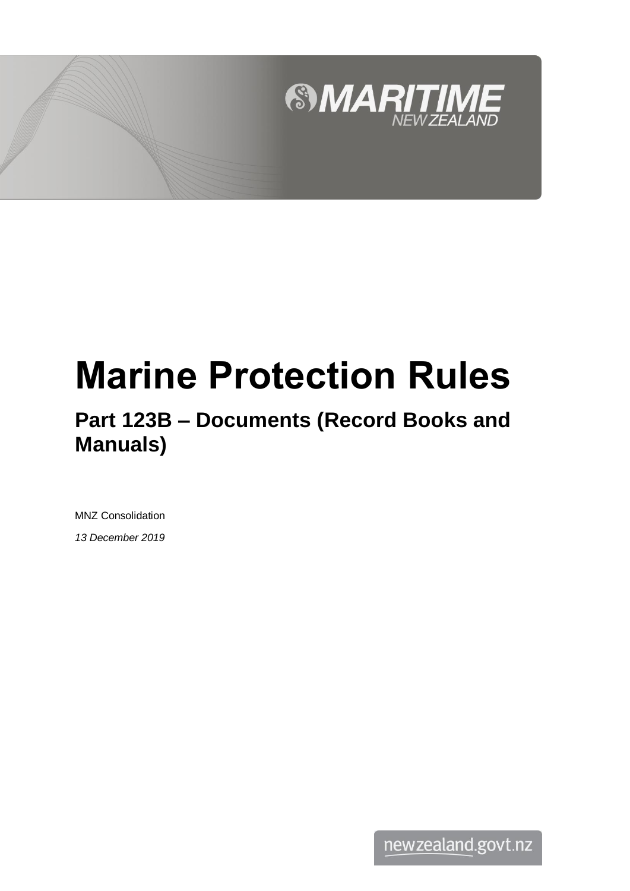# Marine Protection Rules

## Part 123B – Documents (Record Books and Manuals)

MNZ Consolidation

*13 December 2019*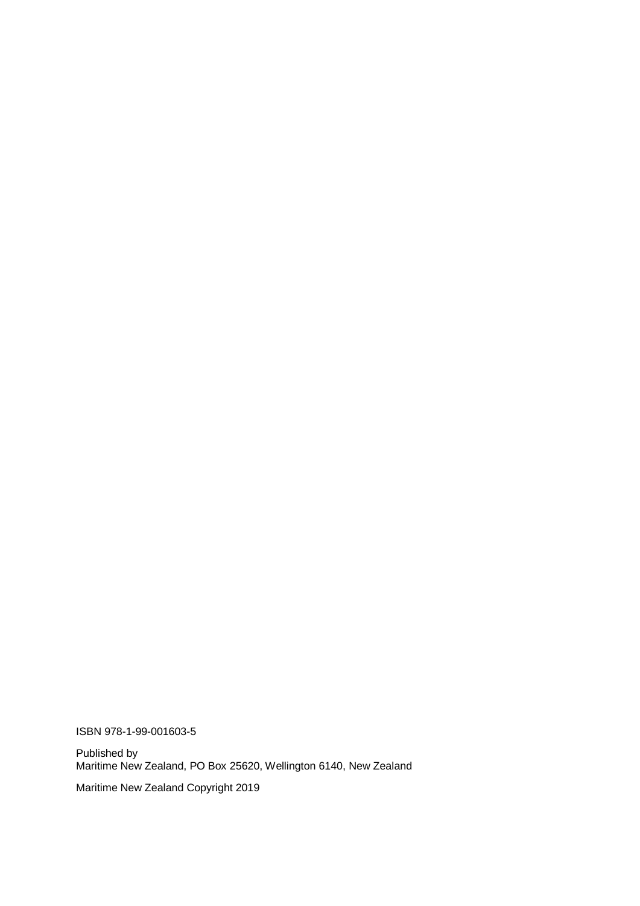ISBN 978-1-99-001603-5

Published by
Maritime New Zealand, PO Box 25620, Wellington 6140, New Zealand

Maritime New Zealand Copyright 2019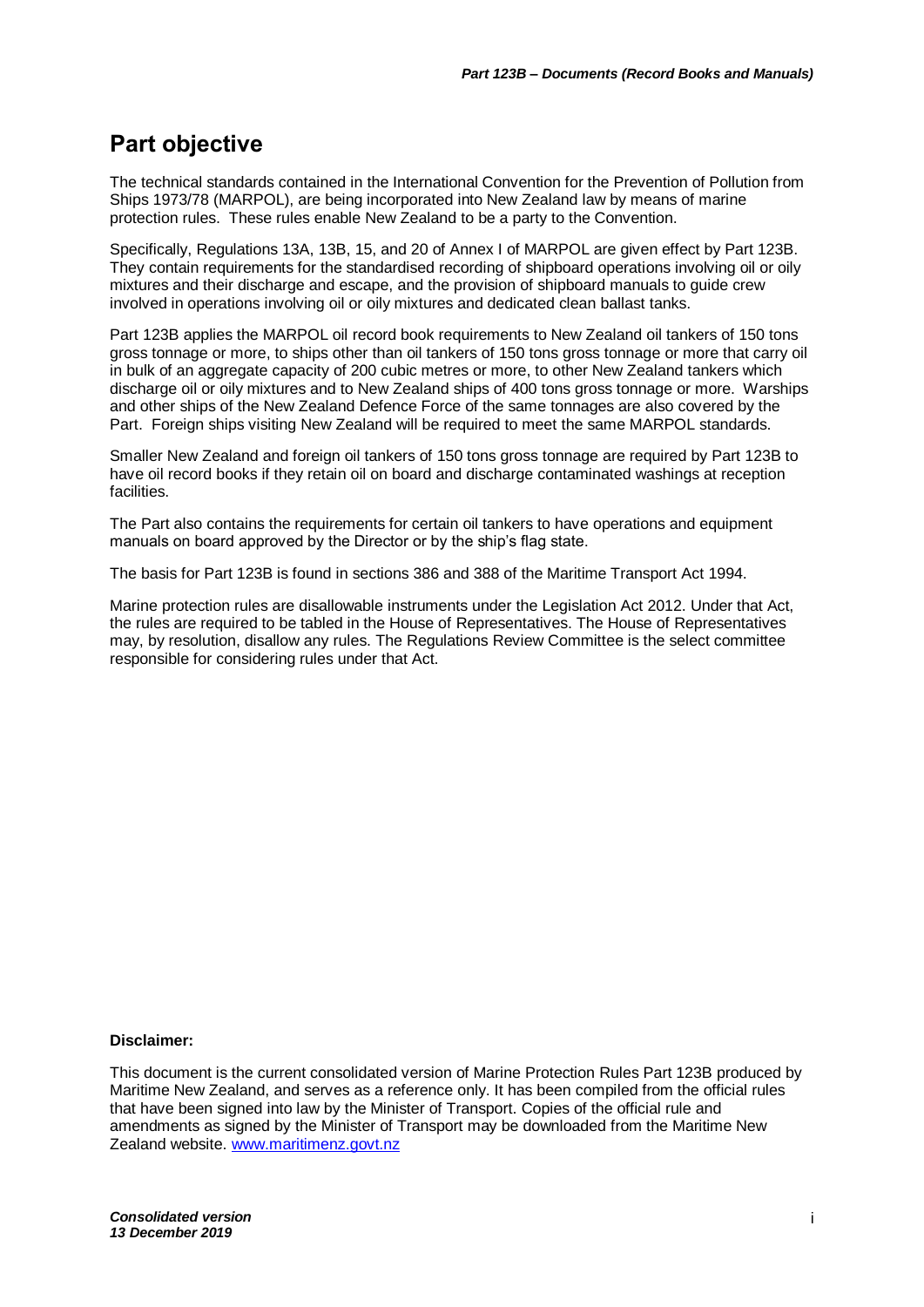# Part objective

The technical standards contained in the International Convention for the Prevention of Pollution from Ships 1973/78 (MARPOL), are being incorporated into New Zealand law by means of marine protection rules. These rules enable New Zealand to be a party to the Convention.

Specifically, Regulations 13A, 13B, 15, and 20 of Annex I of MARPOL are given effect by Part 123B. They contain requirements for the standardised recording of shipboard operations involving oil or oily mixtures and their discharge and escape, and the provision of shipboard manuals to guide crew involved in operations involving oil or oily mixtures and dedicated clean ballast tanks.

Part 123B applies the MARPOL oil record book requirements to New Zealand oil tankers of 150 tons gross tonnage or more, to ships other than oil tankers of 150 tons gross tonnage or more that carry oil in bulk of an aggregate capacity of 200 cubic metres or more, to other New Zealand tankers which discharge oil or oily mixtures and to New Zealand ships of 400 tons gross tonnage or more. Warships and other ships of the New Zealand Defence Force of the same tonnages are also covered by the Part. Foreign ships visiting New Zealand will be required to meet the same MARPOL standards.

Smaller New Zealand and foreign oil tankers of 150 tons gross tonnage are required by Part 123B to have oil record books if they retain oil on board and discharge contaminated washings at reception facilities.

The Part also contains the requirements for certain oil tankers to have operations and equipment manuals on board approved by the Director or by the ship's flag state.

The basis for Part 123B is found in sections 386 and 388 of the Maritime Transport Act 1994.

Marine protection rules are disallowable instruments under the Legislation Act 2012. Under that Act, the rules are required to be tabled in the House of Representatives. The House of Representatives may, by resolution, disallow any rules. The Regulations Review Committee is the select committee responsible for considering rules under that Act.

**Disclaimer:**

This document is the current consolidated version of Marine Protection Rules Part 123B produced by Maritime New Zealand, and serves as a reference only. It has been compiled from the official rules that have been signed into law by the Minister of Transport. Copies of the official rule and amendments as signed by the Minister of Transport may be downloaded from the Maritime New Zealand website. [www.maritimenz.govt.nz](http://www.maritimenz.govt.nz)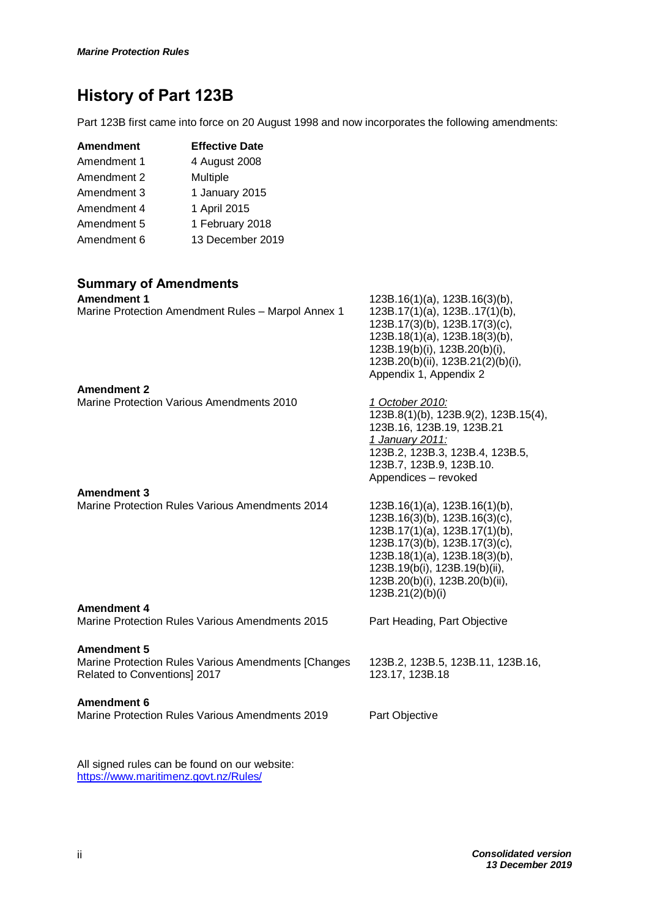# History of Part 123B

Part 123B first came into force on 20 August 1998 and now incorporates the following amendments:

| Amendment | Effective Date |
|---|---|
| Amendment 1 | 4 August 2008 |
| Amendment 2 | Multiple |
| Amendment 3 | 1 January 2015 |
| Amendment 4 | 1 April 2015 |
| Amendment 5 | 1 February 2018 |
| Amendment 6 | 13 December 2019 |

## Summary of Amendments

| | |
|---|---|
| **Amendment 1**<br>Marine Protection Amendment Rules – Marpol Annex 1 | 123B.16(1)(a), 123B.16(3)(b), 123B.17(1)(a), 123B..17(1)(b), 123B.17(3)(b), 123B.17(3)(c), 123B.18(1)(a), 123B.18(3)(b), 123B.19(b)(i), 123B.20(b)(i), 123B.20(b)(ii), 123B.21(2)(b)(i), Appendix 1, Appendix 2 |
| **Amendment 2**<br>Marine Protection Various Amendments 2010 | _1 October 2010:_<br>123B.8(1)(b), 123B.9(2), 123B.15(4), 123B.16, 123B.19, 123B.21<br>_1 January 2011:_<br>123B.2, 123B.3, 123B.4, 123B.5, 123B.7, 123B.9, 123B.10.<br>Appendices – revoked |
| **Amendment 3**<br>Marine Protection Rules Various Amendments 2014 | 123B.16(1)(a), 123B.16(1)(b), 123B.16(3)(b), 123B.16(3)(c), 123B.17(1)(a), 123B.17(1)(b), 123B.17(3)(b), 123B.17(3)(c), 123B.18(1)(a), 123B.18(3)(b), 123B.19(b(i), 123B.19(b)(ii), 123B.20(b)(i), 123B.20(b)(ii), 123B.21(2)(b)(i) |
| **Amendment 4**<br>Marine Protection Rules Various Amendments 2015 | Part Heading, Part Objective |
| **Amendment 5**<br>Marine Protection Rules Various Amendments [Changes Related to Conventions] 2017 | 123B.2, 123B.5, 123B.11, 123B.16, 123.17, 123B.18 |
| **Amendment 6**<br>Marine Protection Rules Various Amendments 2019 | Part Objective |

All signed rules can be found on our website:
https://www.maritimenz.govt.nz/Rules/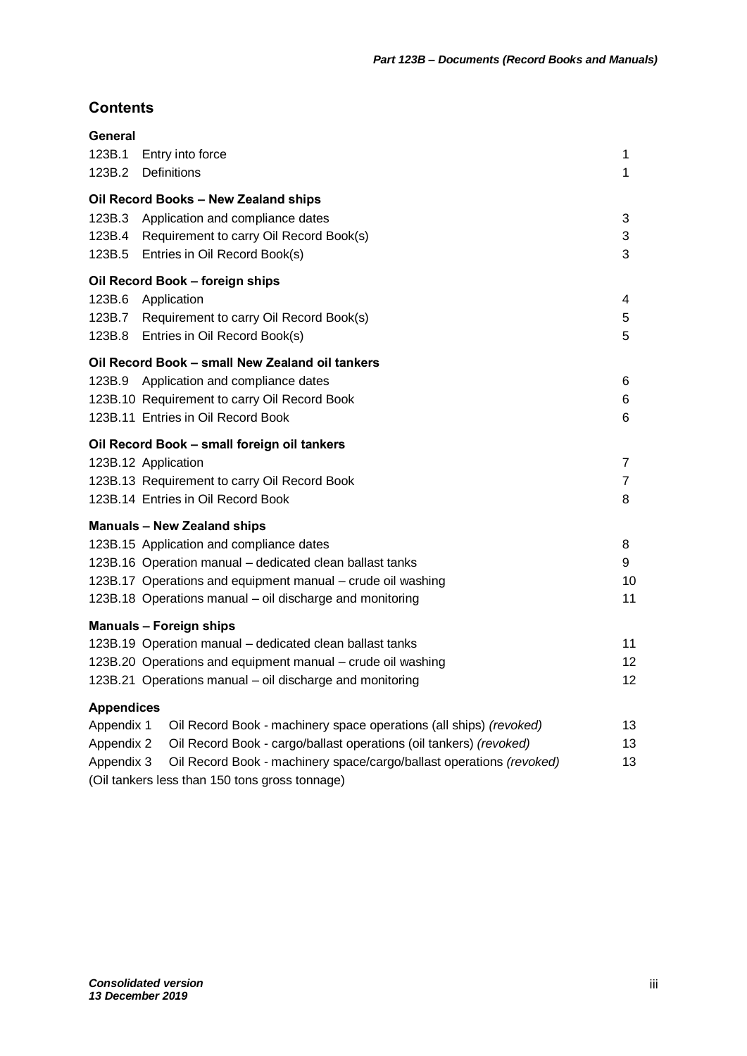## Contents

| | | |
|---|---|---|
| **General** | | |
| 123B.1 | Entry into force | 1 |
| 123B.2 | Definitions | 1 |
| **Oil Record Books – New Zealand ships** | | |
| 123B.3 | Application and compliance dates | 3 |
| 123B.4 | Requirement to carry Oil Record Book(s) | 3 |
| 123B.5 | Entries in Oil Record Book(s) | 3 |
| **Oil Record Book – foreign ships** | | |
| 123B.6 | Application | 4 |
| 123B.7 | Requirement to carry Oil Record Book(s) | 5 |
| 123B.8 | Entries in Oil Record Book(s) | 5 |
| **Oil Record Book – small New Zealand oil tankers** | | |
| 123B.9 | Application and compliance dates | 6 |
| 123B.10 | Requirement to carry Oil Record Book | 6 |
| 123B.11 | Entries in Oil Record Book | 6 |
| **Oil Record Book – small foreign oil tankers** | | |
| 123B.12 | Application | 7 |
| 123B.13 | Requirement to carry Oil Record Book | 7 |
| 123B.14 | Entries in Oil Record Book | 8 |
| **Manuals – New Zealand ships** | | |
| 123B.15 | Application and compliance dates | 8 |
| 123B.16 | Operation manual – dedicated clean ballast tanks | 9 |
| 123B.17 | Operations and equipment manual – crude oil washing | 10 |
| 123B.18 | Operations manual – oil discharge and monitoring | 11 |
| **Manuals – Foreign ships** | | |
| 123B.19 | Operation manual – dedicated clean ballast tanks | 11 |
| 123B.20 | Operations and equipment manual – crude oil washing | 12 |
| 123B.21 | Operations manual – oil discharge and monitoring | 12 |
| **Appendices** | | |
| Appendix 1 | Oil Record Book - machinery space operations (all ships) *(revoked)* | 13 |
| Appendix 2 | Oil Record Book - cargo/ballast operations (oil tankers) *(revoked)* | 13 |
| Appendix 3 | Oil Record Book - machinery space/cargo/ballast operations *(revoked)* (Oil tankers less than 150 tons gross tonnage) | 13 |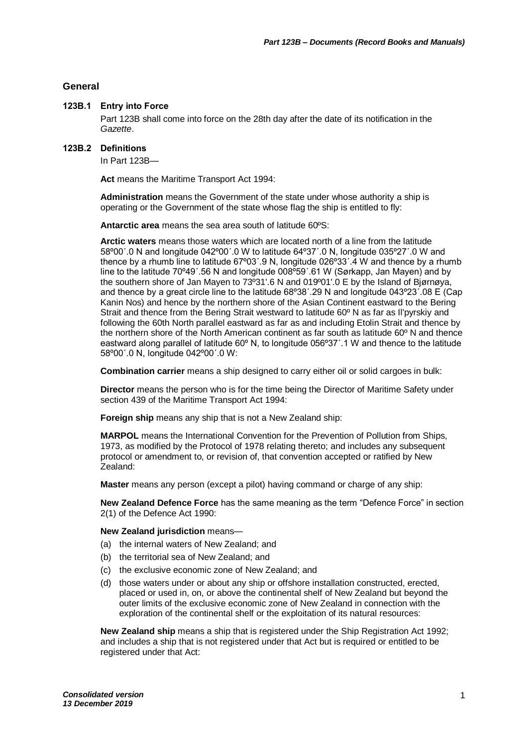## General

### 123B.1 Entry into Force

Part 123B shall come into force on the 28th day after the date of its notification in the *Gazette*.

### 123B.2 Definitions

In Part 123B—

**Act** means the Maritime Transport Act 1994:

**Administration** means the Government of the state under whose authority a ship is operating or the Government of the state whose flag the ship is entitled to fly:

**Antarctic area** means the sea area south of latitude 60ºS:

**Arctic waters** means those waters which are located north of a line from the latitude 58º00´.0 N and longitude 042º00´.0 W to latitude 64º37´.0 N, longitude 035º27´.0 W and thence by a rhumb line to latitude 67º03´.9 N, longitude 026º33´.4 W and thence by a rhumb line to the latitude 70º49´.56 N and longitude 008º59´.61 W (Sørkapp, Jan Mayen) and by the southern shore of Jan Mayen to 73º31'.6 N and 019º01'.0 E by the Island of Bjørnøya, and thence by a great circle line to the latitude 68º38´.29 N and longitude 043º23´.08 E (Cap Kanin Nos) and hence by the northern shore of the Asian Continent eastward to the Bering Strait and thence from the Bering Strait westward to latitude 60º N as far as Il'pyrskiy and following the 60th North parallel eastward as far as and including Etolin Strait and thence by the northern shore of the North American continent as far south as latitude 60º N and thence eastward along parallel of latitude 60º N, to longitude 056º37´.1 W and thence to the latitude 58º00´.0 N, longitude 042º00´.0 W:

**Combination carrier** means a ship designed to carry either oil or solid cargoes in bulk:

**Director** means the person who is for the time being the Director of Maritime Safety under section 439 of the Maritime Transport Act 1994:

**Foreign ship** means any ship that is not a New Zealand ship:

**MARPOL** means the International Convention for the Prevention of Pollution from Ships, 1973, as modified by the Protocol of 1978 relating thereto; and includes any subsequent protocol or amendment to, or revision of, that convention accepted or ratified by New Zealand:

**Master** means any person (except a pilot) having command or charge of any ship:

**New Zealand Defence Force** has the same meaning as the term "Defence Force" in section 2(1) of the Defence Act 1990:

**New Zealand jurisdiction** means—

(a) the internal waters of New Zealand; and
(b) the territorial sea of New Zealand; and
(c) the exclusive economic zone of New Zealand; and
(d) those waters under or about any ship or offshore installation constructed, erected, placed or used in, on, or above the continental shelf of New Zealand but beyond the outer limits of the exclusive economic zone of New Zealand in connection with the exploration of the continental shelf or the exploitation of its natural resources:

**New Zealand ship** means a ship that is registered under the Ship Registration Act 1992; and includes a ship that is not registered under that Act but is required or entitled to be registered under that Act: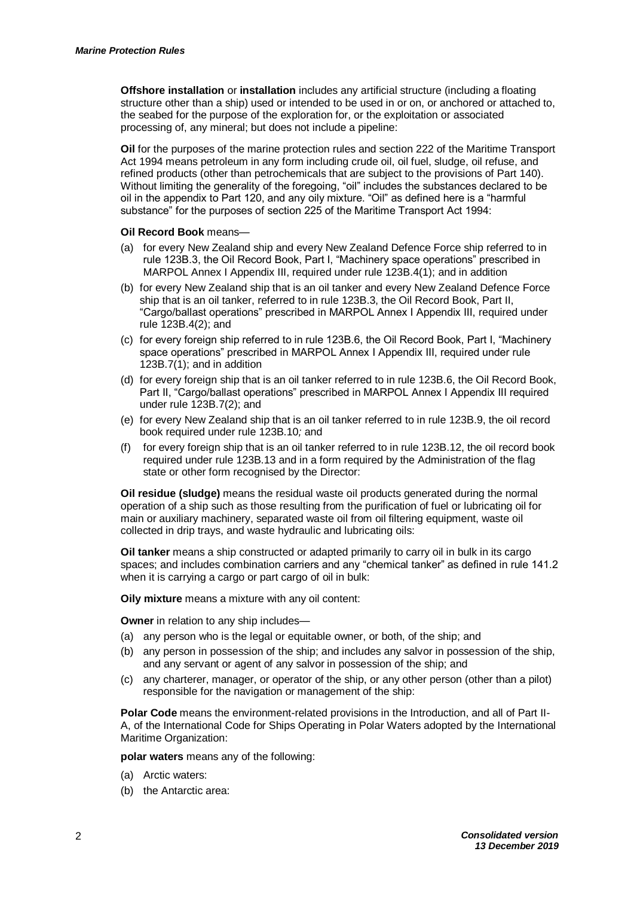**Offshore installation** or **installation** includes any artificial structure (including a floating structure other than a ship) used or intended to be used in or on, or anchored or attached to, the seabed for the purpose of the exploration for, or the exploitation or associated processing of, any mineral; but does not include a pipeline:

**Oil** for the purposes of the marine protection rules and section 222 of the Maritime Transport Act 1994 means petroleum in any form including crude oil, oil fuel, sludge, oil refuse, and refined products (other than petrochemicals that are subject to the provisions of Part 140). Without limiting the generality of the foregoing, "oil" includes the substances declared to be oil in the appendix to Part 120, and any oily mixture. "Oil" as defined here is a "harmful substance" for the purposes of section 225 of the Maritime Transport Act 1994:

**Oil Record Book** means—

(a) for every New Zealand ship and every New Zealand Defence Force ship referred to in rule 123B.3, the Oil Record Book, Part I, "Machinery space operations" prescribed in MARPOL Annex I Appendix III, required under rule 123B.4(1); and in addition

(b) for every New Zealand ship that is an oil tanker and every New Zealand Defence Force ship that is an oil tanker, referred to in rule 123B.3, the Oil Record Book, Part II, "Cargo/ballast operations" prescribed in MARPOL Annex I Appendix III, required under rule 123B.4(2); and

(c) for every foreign ship referred to in rule 123B.6, the Oil Record Book, Part I, "Machinery space operations" prescribed in MARPOL Annex I Appendix III, required under rule 123B.7(1); and in addition

(d) for every foreign ship that is an oil tanker referred to in rule 123B.6, the Oil Record Book, Part II, "Cargo/ballast operations" prescribed in MARPOL Annex I Appendix III required under rule 123B.7(2); and

(e) for every New Zealand ship that is an oil tanker referred to in rule 123B.9, the oil record book required under rule 123B.10*;* and

(f) for every foreign ship that is an oil tanker referred to in rule 123B.12, the oil record book required under rule 123B.13 and in a form required by the Administration of the flag state or other form recognised by the Director:

**Oil residue (sludge)** means the residual waste oil products generated during the normal operation of a ship such as those resulting from the purification of fuel or lubricating oil for main or auxiliary machinery, separated waste oil from oil filtering equipment, waste oil collected in drip trays, and waste hydraulic and lubricating oils:

**Oil tanker** means a ship constructed or adapted primarily to carry oil in bulk in its cargo spaces; and includes combination carriers and any "chemical tanker" as defined in rule 141.2 when it is carrying a cargo or part cargo of oil in bulk:

**Oily mixture** means a mixture with any oil content:

**Owner** in relation to any ship includes—

(a) any person who is the legal or equitable owner, or both, of the ship; and

(b) any person in possession of the ship; and includes any salvor in possession of the ship, and any servant or agent of any salvor in possession of the ship; and

(c) any charterer, manager, or operator of the ship, or any other person (other than a pilot) responsible for the navigation or management of the ship:

**Polar Code** means the environment-related provisions in the Introduction, and all of Part II-A, of the International Code for Ships Operating in Polar Waters adopted by the International Maritime Organization:

**polar waters** means any of the following:

(a) Arctic waters:

(b) the Antarctic area: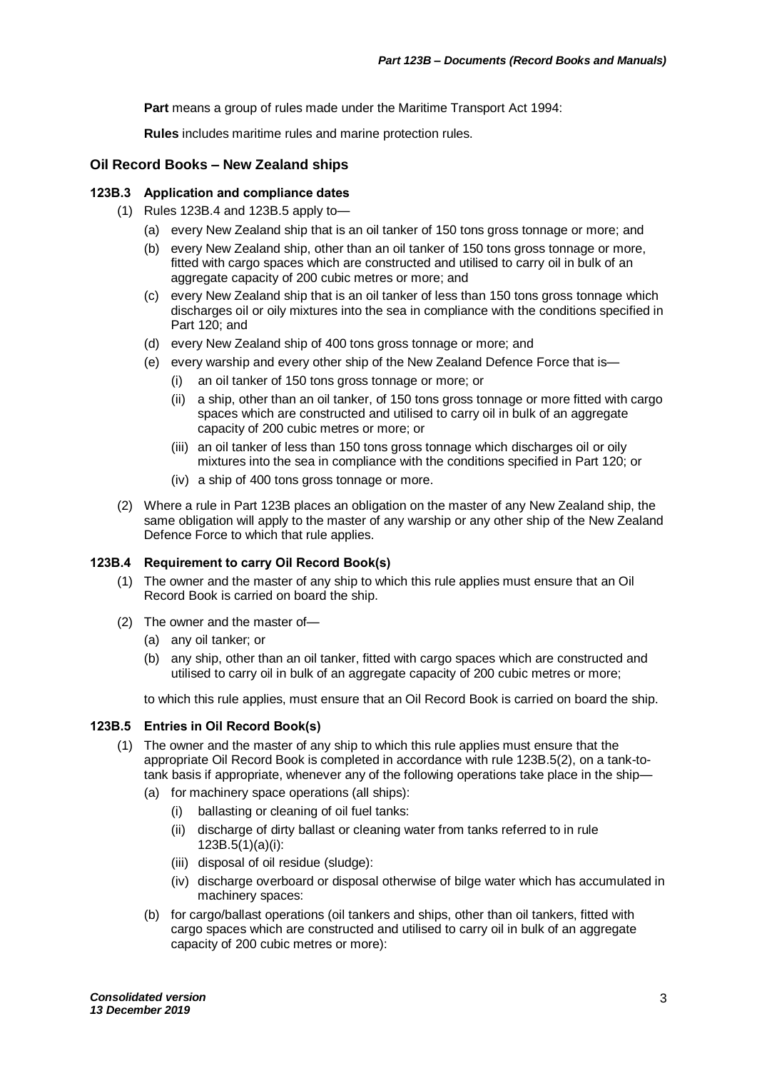**Part** means a group of rules made under the Maritime Transport Act 1994:

**Rules** includes maritime rules and marine protection rules.

## Oil Record Books – New Zealand ships

### 123B.3 Application and compliance dates

(1) Rules 123B.4 and 123B.5 apply to—

- (a) every New Zealand ship that is an oil tanker of 150 tons gross tonnage or more; and
- (b) every New Zealand ship, other than an oil tanker of 150 tons gross tonnage or more, fitted with cargo spaces which are constructed and utilised to carry oil in bulk of an aggregate capacity of 200 cubic metres or more; and
- (c) every New Zealand ship that is an oil tanker of less than 150 tons gross tonnage which discharges oil or oily mixtures into the sea in compliance with the conditions specified in Part 120; and
- (d) every New Zealand ship of 400 tons gross tonnage or more; and
- (e) every warship and every other ship of the New Zealand Defence Force that is—
  - (i) an oil tanker of 150 tons gross tonnage or more; or
  - (ii) a ship, other than an oil tanker, of 150 tons gross tonnage or more fitted with cargo spaces which are constructed and utilised to carry oil in bulk of an aggregate capacity of 200 cubic metres or more; or
  - (iii) an oil tanker of less than 150 tons gross tonnage which discharges oil or oily mixtures into the sea in compliance with the conditions specified in Part 120; or
  - (iv) a ship of 400 tons gross tonnage or more.

(2) Where a rule in Part 123B places an obligation on the master of any New Zealand ship, the same obligation will apply to the master of any warship or any other ship of the New Zealand Defence Force to which that rule applies.

### 123B.4 Requirement to carry Oil Record Book(s)

(1) The owner and the master of any ship to which this rule applies must ensure that an Oil Record Book is carried on board the ship.

(2) The owner and the master of—

- (a) any oil tanker; or
- (b) any ship, other than an oil tanker, fitted with cargo spaces which are constructed and utilised to carry oil in bulk of an aggregate capacity of 200 cubic metres or more;

to which this rule applies, must ensure that an Oil Record Book is carried on board the ship.

### 123B.5 Entries in Oil Record Book(s)

(1) The owner and the master of any ship to which this rule applies must ensure that the appropriate Oil Record Book is completed in accordance with rule 123B.5(2), on a tank-to-tank basis if appropriate, whenever any of the following operations take place in the ship—

- (a) for machinery space operations (all ships):
  - (i) ballasting or cleaning of oil fuel tanks:
  - (ii) discharge of dirty ballast or cleaning water from tanks referred to in rule 123B.5(1)(a)(i):
  - (iii) disposal of oil residue (sludge):
  - (iv) discharge overboard or disposal otherwise of bilge water which has accumulated in machinery spaces:
- (b) for cargo/ballast operations (oil tankers and ships, other than oil tankers, fitted with cargo spaces which are constructed and utilised to carry oil in bulk of an aggregate capacity of 200 cubic metres or more):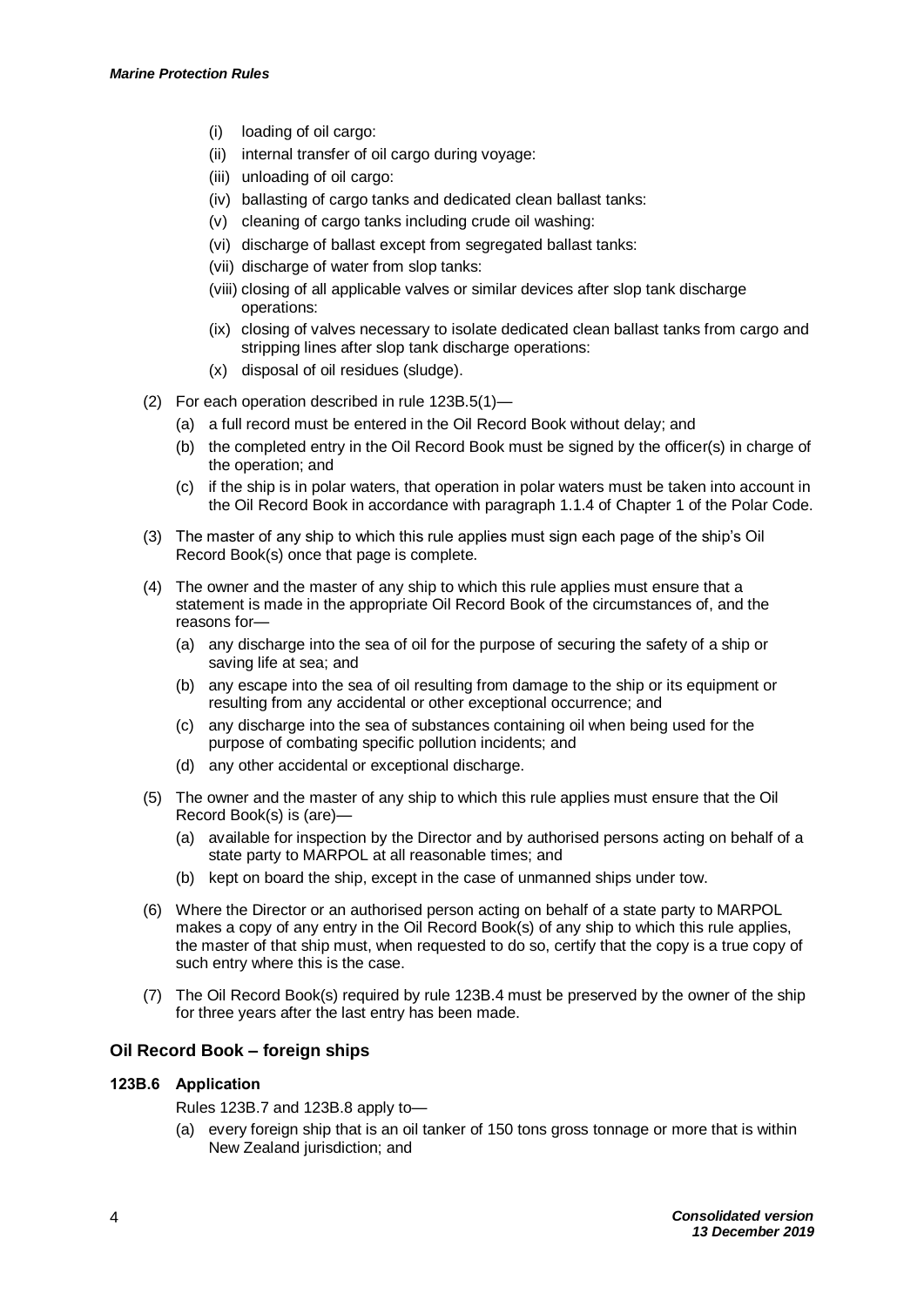- (i) loading of oil cargo:
- (ii) internal transfer of oil cargo during voyage:
- (iii) unloading of oil cargo:
- (iv) ballasting of cargo tanks and dedicated clean ballast tanks:
- (v) cleaning of cargo tanks including crude oil washing:
- (vi) discharge of ballast except from segregated ballast tanks:
- (vii) discharge of water from slop tanks:
- (viii) closing of all applicable valves or similar devices after slop tank discharge operations:
- (ix) closing of valves necessary to isolate dedicated clean ballast tanks from cargo and stripping lines after slop tank discharge operations:
- (x) disposal of oil residues (sludge).

(2) For each operation described in rule 123B.5(1)—

- (a) a full record must be entered in the Oil Record Book without delay; and
- (b) the completed entry in the Oil Record Book must be signed by the officer(s) in charge of the operation; and
- (c) if the ship is in polar waters, that operation in polar waters must be taken into account in the Oil Record Book in accordance with paragraph 1.1.4 of Chapter 1 of the Polar Code.

(3) The master of any ship to which this rule applies must sign each page of the ship's Oil Record Book(s) once that page is complete.

(4) The owner and the master of any ship to which this rule applies must ensure that a statement is made in the appropriate Oil Record Book of the circumstances of, and the reasons for—

- (a) any discharge into the sea of oil for the purpose of securing the safety of a ship or saving life at sea; and
- (b) any escape into the sea of oil resulting from damage to the ship or its equipment or resulting from any accidental or other exceptional occurrence; and
- (c) any discharge into the sea of substances containing oil when being used for the purpose of combating specific pollution incidents; and
- (d) any other accidental or exceptional discharge.

(5) The owner and the master of any ship to which this rule applies must ensure that the Oil Record Book(s) is (are)—

- (a) available for inspection by the Director and by authorised persons acting on behalf of a state party to MARPOL at all reasonable times; and
- (b) kept on board the ship, except in the case of unmanned ships under tow.

(6) Where the Director or an authorised person acting on behalf of a state party to MARPOL makes a copy of any entry in the Oil Record Book(s) of any ship to which this rule applies, the master of that ship must, when requested to do so, certify that the copy is a true copy of such entry where this is the case.

(7) The Oil Record Book(s) required by rule 123B.4 must be preserved by the owner of the ship for three years after the last entry has been made.

## Oil Record Book – foreign ships

### 123B.6 Application

Rules 123B.7 and 123B.8 apply to—

- (a) every foreign ship that is an oil tanker of 150 tons gross tonnage or more that is within New Zealand jurisdiction; and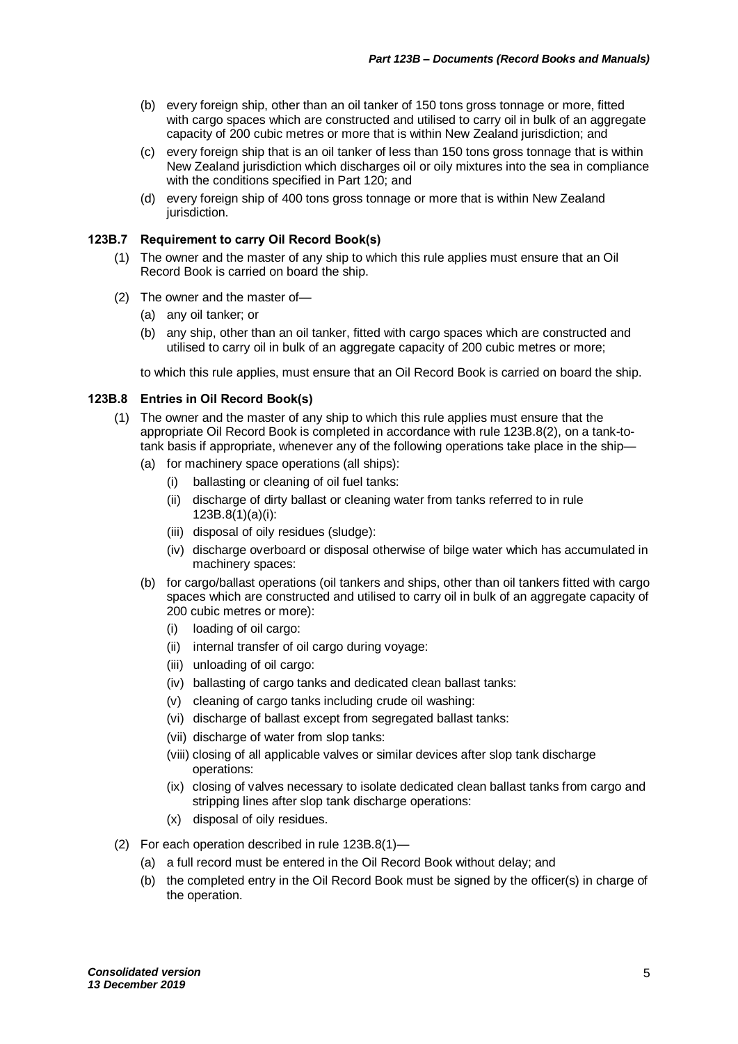(b) every foreign ship, other than an oil tanker of 150 tons gross tonnage or more, fitted with cargo spaces which are constructed and utilised to carry oil in bulk of an aggregate capacity of 200 cubic metres or more that is within New Zealand jurisdiction; and

(c) every foreign ship that is an oil tanker of less than 150 tons gross tonnage that is within New Zealand jurisdiction which discharges oil or oily mixtures into the sea in compliance with the conditions specified in Part 120; and

(d) every foreign ship of 400 tons gross tonnage or more that is within New Zealand jurisdiction.

### 123B.7 Requirement to carry Oil Record Book(s)

(1) The owner and the master of any ship to which this rule applies must ensure that an Oil Record Book is carried on board the ship.

(2) The owner and the master of—

(a) any oil tanker; or

(b) any ship, other than an oil tanker, fitted with cargo spaces which are constructed and utilised to carry oil in bulk of an aggregate capacity of 200 cubic metres or more;

to which this rule applies, must ensure that an Oil Record Book is carried on board the ship.

### 123B.8 Entries in Oil Record Book(s)

(1) The owner and the master of any ship to which this rule applies must ensure that the appropriate Oil Record Book is completed in accordance with rule 123B.8(2), on a tank-to-tank basis if appropriate, whenever any of the following operations take place in the ship—

(a) for machinery space operations (all ships):

(i) ballasting or cleaning of oil fuel tanks:

(ii) discharge of dirty ballast or cleaning water from tanks referred to in rule 123B.8(1)(a)(i):

(iii) disposal of oily residues (sludge):

(iv) discharge overboard or disposal otherwise of bilge water which has accumulated in machinery spaces:

(b) for cargo/ballast operations (oil tankers and ships, other than oil tankers fitted with cargo spaces which are constructed and utilised to carry oil in bulk of an aggregate capacity of 200 cubic metres or more):

(i) loading of oil cargo:

(ii) internal transfer of oil cargo during voyage:

(iii) unloading of oil cargo:

(iv) ballasting of cargo tanks and dedicated clean ballast tanks:

(v) cleaning of cargo tanks including crude oil washing:

(vi) discharge of ballast except from segregated ballast tanks:

(vii) discharge of water from slop tanks:

(viii) closing of all applicable valves or similar devices after slop tank discharge operations:

(ix) closing of valves necessary to isolate dedicated clean ballast tanks from cargo and stripping lines after slop tank discharge operations:

(x) disposal of oily residues.

(2) For each operation described in rule 123B.8(1)—

(a) a full record must be entered in the Oil Record Book without delay; and

(b) the completed entry in the Oil Record Book must be signed by the officer(s) in charge of the operation.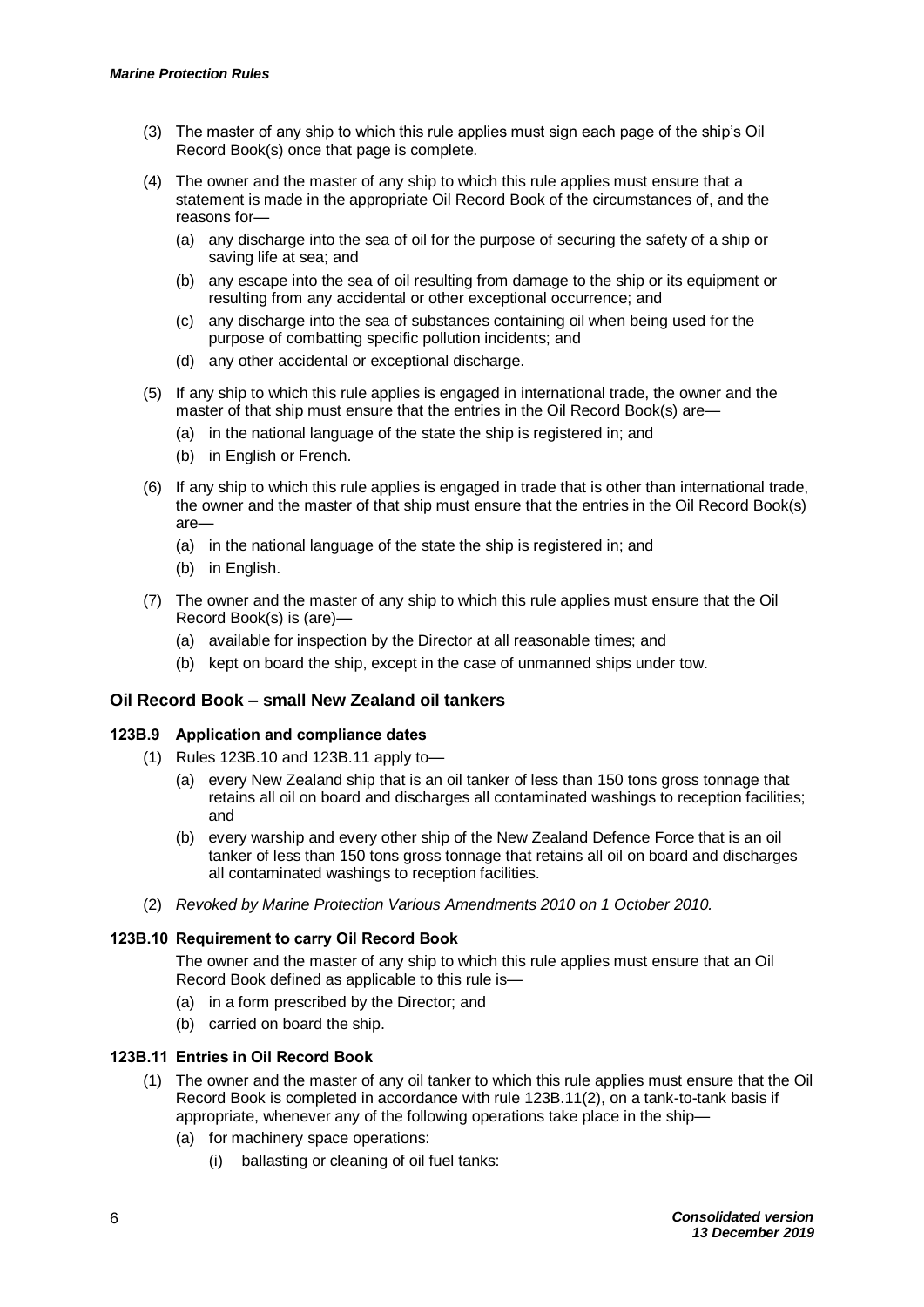(3) The master of any ship to which this rule applies must sign each page of the ship's Oil Record Book(s) once that page is complete.

(4) The owner and the master of any ship to which this rule applies must ensure that a statement is made in the appropriate Oil Record Book of the circumstances of, and the reasons for—

   (a) any discharge into the sea of oil for the purpose of securing the safety of a ship or saving life at sea; and

   (b) any escape into the sea of oil resulting from damage to the ship or its equipment or resulting from any accidental or other exceptional occurrence; and

   (c) any discharge into the sea of substances containing oil when being used for the purpose of combatting specific pollution incidents; and

   (d) any other accidental or exceptional discharge.

(5) If any ship to which this rule applies is engaged in international trade, the owner and the master of that ship must ensure that the entries in the Oil Record Book(s) are—

   (a) in the national language of the state the ship is registered in; and

   (b) in English or French.

(6) If any ship to which this rule applies is engaged in trade that is other than international trade, the owner and the master of that ship must ensure that the entries in the Oil Record Book(s) are—

   (a) in the national language of the state the ship is registered in; and

   (b) in English.

(7) The owner and the master of any ship to which this rule applies must ensure that the Oil Record Book(s) is (are)—

   (a) available for inspection by the Director at all reasonable times; and

   (b) kept on board the ship, except in the case of unmanned ships under tow.

## Oil Record Book – small New Zealand oil tankers

### 123B.9 Application and compliance dates

(1) Rules 123B.10 and 123B.11 apply to—

   (a) every New Zealand ship that is an oil tanker of less than 150 tons gross tonnage that retains all oil on board and discharges all contaminated washings to reception facilities; and

   (b) every warship and every other ship of the New Zealand Defence Force that is an oil tanker of less than 150 tons gross tonnage that retains all oil on board and discharges all contaminated washings to reception facilities.

(2) *Revoked by Marine Protection Various Amendments 2010 on 1 October 2010.*

### 123B.10 Requirement to carry Oil Record Book

The owner and the master of any ship to which this rule applies must ensure that an Oil Record Book defined as applicable to this rule is—

(a) in a form prescribed by the Director; and

(b) carried on board the ship.

### 123B.11 Entries in Oil Record Book

(1) The owner and the master of any oil tanker to which this rule applies must ensure that the Oil Record Book is completed in accordance with rule 123B.11(2), on a tank-to-tank basis if appropriate, whenever any of the following operations take place in the ship—

   (a) for machinery space operations:

      (i) ballasting or cleaning of oil fuel tanks: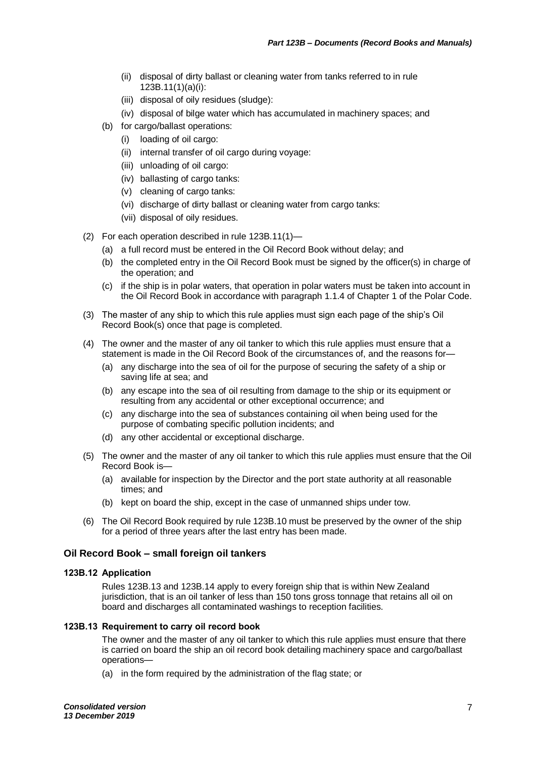- (ii) disposal of dirty ballast or cleaning water from tanks referred to in rule 123B.11(1)(a)(i):
- (iii) disposal of oily residues (sludge):
- (iv) disposal of bilge water which has accumulated in machinery spaces; and

- (b) for cargo/ballast operations:
  - (i) loading of oil cargo:
  - (ii) internal transfer of oil cargo during voyage:
  - (iii) unloading of oil cargo:
  - (iv) ballasting of cargo tanks:
  - (v) cleaning of cargo tanks:
  - (vi) discharge of dirty ballast or cleaning water from cargo tanks:
  - (vii) disposal of oily residues.

(2) For each operation described in rule 123B.11(1)—

- (a) a full record must be entered in the Oil Record Book without delay; and
- (b) the completed entry in the Oil Record Book must be signed by the officer(s) in charge of the operation; and
- (c) if the ship is in polar waters, that operation in polar waters must be taken into account in the Oil Record Book in accordance with paragraph 1.1.4 of Chapter 1 of the Polar Code.

(3) The master of any ship to which this rule applies must sign each page of the ship's Oil Record Book(s) once that page is completed.

(4) The owner and the master of any oil tanker to which this rule applies must ensure that a statement is made in the Oil Record Book of the circumstances of, and the reasons for—

- (a) any discharge into the sea of oil for the purpose of securing the safety of a ship or saving life at sea; and
- (b) any escape into the sea of oil resulting from damage to the ship or its equipment or resulting from any accidental or other exceptional occurrence; and
- (c) any discharge into the sea of substances containing oil when being used for the purpose of combating specific pollution incidents; and
- (d) any other accidental or exceptional discharge.

(5) The owner and the master of any oil tanker to which this rule applies must ensure that the Oil Record Book is—

- (a) available for inspection by the Director and the port state authority at all reasonable times; and
- (b) kept on board the ship, except in the case of unmanned ships under tow.

(6) The Oil Record Book required by rule 123B.10 must be preserved by the owner of the ship for a period of three years after the last entry has been made.

## Oil Record Book – small foreign oil tankers

### 123B.12 Application

Rules 123B.13 and 123B.14 apply to every foreign ship that is within New Zealand jurisdiction, that is an oil tanker of less than 150 tons gross tonnage that retains all oil on board and discharges all contaminated washings to reception facilities.

### 123B.13 Requirement to carry oil record book

The owner and the master of any oil tanker to which this rule applies must ensure that there is carried on board the ship an oil record book detailing machinery space and cargo/ballast operations—

- (a) in the form required by the administration of the flag state; or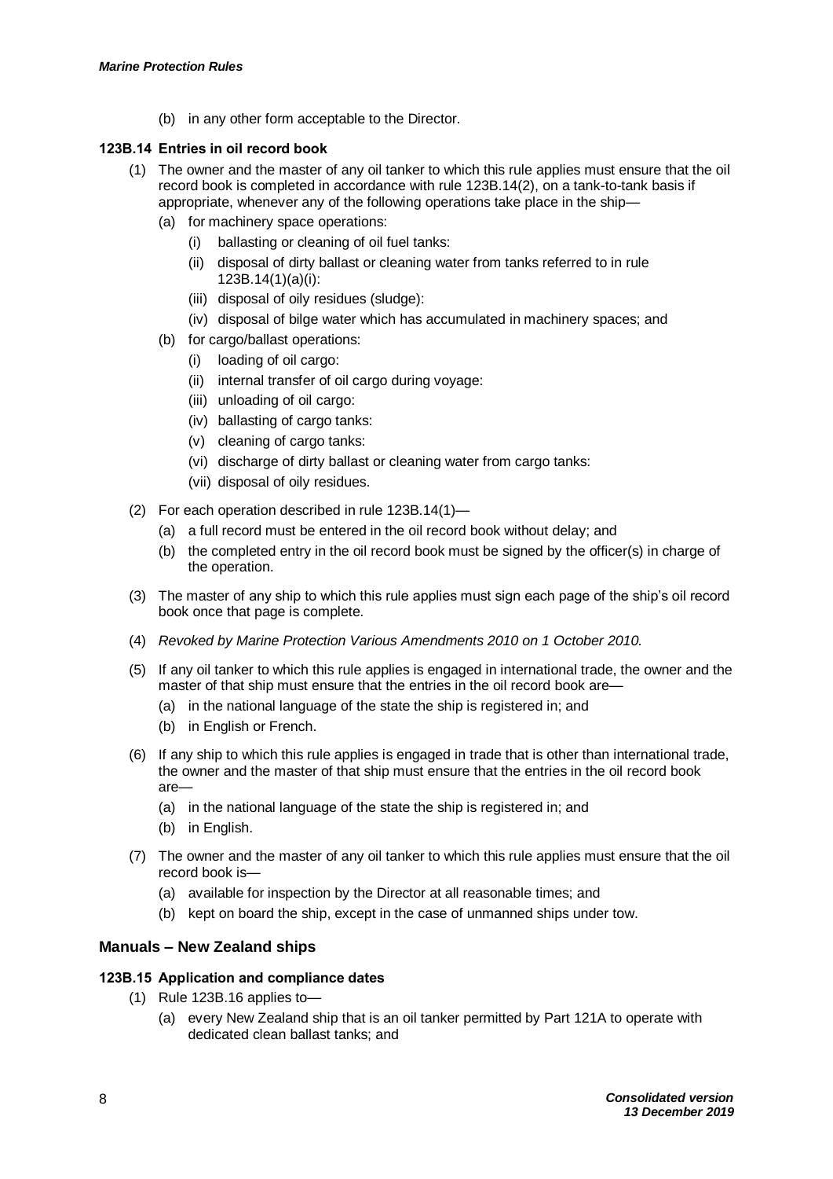(b) in any other form acceptable to the Director.

### 123B.14 Entries in oil record book

(1) The owner and the master of any oil tanker to which this rule applies must ensure that the oil record book is completed in accordance with rule 123B.14(2), on a tank-to-tank basis if appropriate, whenever any of the following operations take place in the ship—

- (a) for machinery space operations:
  - (i) ballasting or cleaning of oil fuel tanks:
  - (ii) disposal of dirty ballast or cleaning water from tanks referred to in rule 123B.14(1)(a)(i):
  - (iii) disposal of oily residues (sludge):
  - (iv) disposal of bilge water which has accumulated in machinery spaces; and
- (b) for cargo/ballast operations:
  - (i) loading of oil cargo:
  - (ii) internal transfer of oil cargo during voyage:
  - (iii) unloading of oil cargo:
  - (iv) ballasting of cargo tanks:
  - (v) cleaning of cargo tanks:
  - (vi) discharge of dirty ballast or cleaning water from cargo tanks:
  - (vii) disposal of oily residues.

(2) For each operation described in rule 123B.14(1)—

- (a) a full record must be entered in the oil record book without delay; and
- (b) the completed entry in the oil record book must be signed by the officer(s) in charge of the operation.

(3) The master of any ship to which this rule applies must sign each page of the ship's oil record book once that page is complete.

(4) *Revoked by Marine Protection Various Amendments 2010 on 1 October 2010.*

(5) If any oil tanker to which this rule applies is engaged in international trade, the owner and the master of that ship must ensure that the entries in the oil record book are—

- (a) in the national language of the state the ship is registered in; and
- (b) in English or French.

(6) If any ship to which this rule applies is engaged in trade that is other than international trade, the owner and the master of that ship must ensure that the entries in the oil record book are—

- (a) in the national language of the state the ship is registered in; and
- (b) in English.

(7) The owner and the master of any oil tanker to which this rule applies must ensure that the oil record book is—

- (a) available for inspection by the Director at all reasonable times; and
- (b) kept on board the ship, except in the case of unmanned ships under tow.

## Manuals – New Zealand ships

### 123B.15 Application and compliance dates

(1) Rule 123B.16 applies to—

- (a) every New Zealand ship that is an oil tanker permitted by Part 121A to operate with dedicated clean ballast tanks; and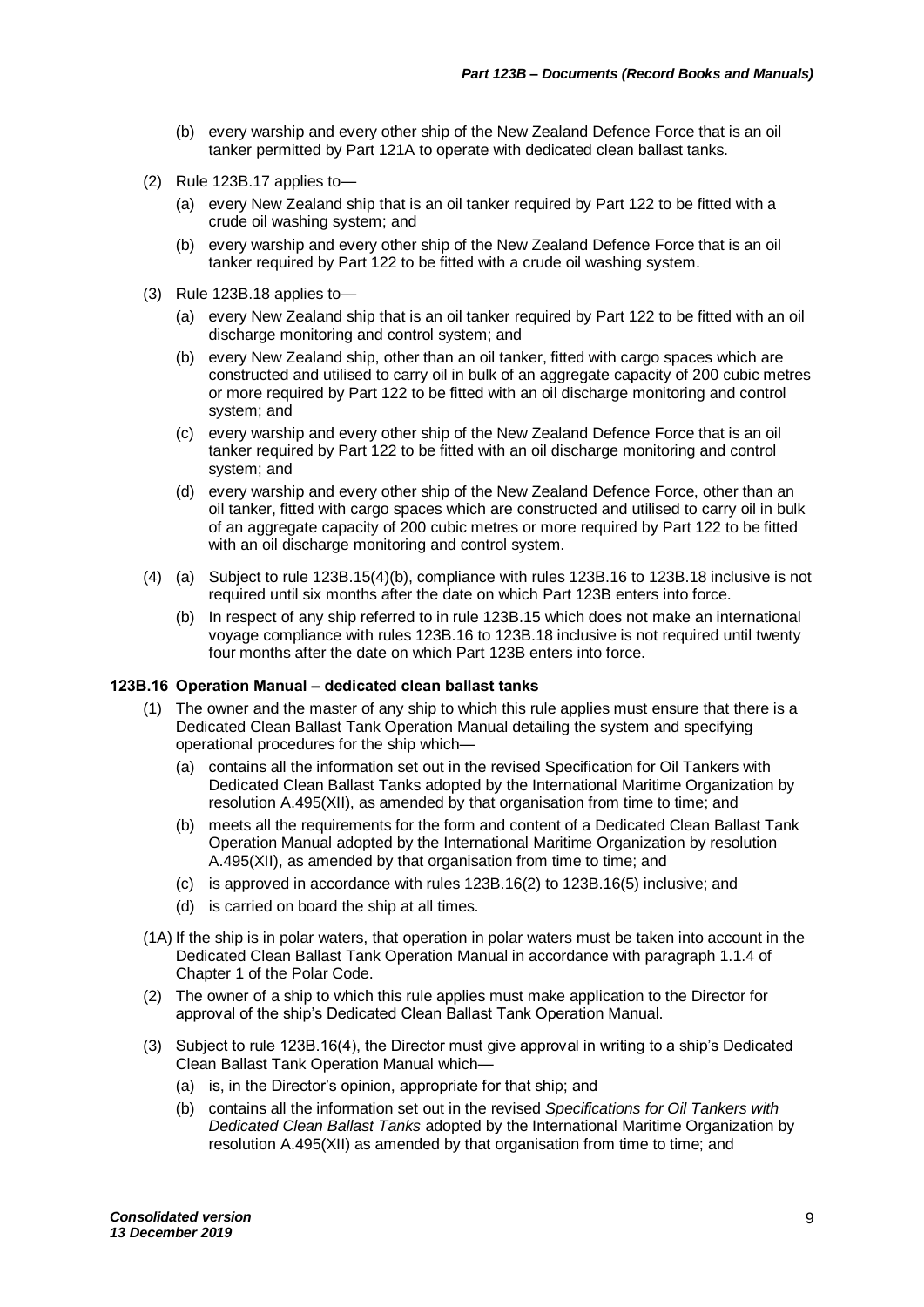(b) every warship and every other ship of the New Zealand Defence Force that is an oil tanker permitted by Part 121A to operate with dedicated clean ballast tanks.

(2) Rule 123B.17 applies to—

(a) every New Zealand ship that is an oil tanker required by Part 122 to be fitted with a crude oil washing system; and

(b) every warship and every other ship of the New Zealand Defence Force that is an oil tanker required by Part 122 to be fitted with a crude oil washing system.

(3) Rule 123B.18 applies to—

(a) every New Zealand ship that is an oil tanker required by Part 122 to be fitted with an oil discharge monitoring and control system; and

(b) every New Zealand ship, other than an oil tanker, fitted with cargo spaces which are constructed and utilised to carry oil in bulk of an aggregate capacity of 200 cubic metres or more required by Part 122 to be fitted with an oil discharge monitoring and control system; and

(c) every warship and every other ship of the New Zealand Defence Force that is an oil tanker required by Part 122 to be fitted with an oil discharge monitoring and control system; and

(d) every warship and every other ship of the New Zealand Defence Force, other than an oil tanker, fitted with cargo spaces which are constructed and utilised to carry oil in bulk of an aggregate capacity of 200 cubic metres or more required by Part 122 to be fitted with an oil discharge monitoring and control system.

(4) (a) Subject to rule 123B.15(4)(b), compliance with rules 123B.16 to 123B.18 inclusive is not required until six months after the date on which Part 123B enters into force.

(b) In respect of any ship referred to in rule 123B.15 which does not make an international voyage compliance with rules 123B.16 to 123B.18 inclusive is not required until twenty four months after the date on which Part 123B enters into force.

### 123B.16 Operation Manual – dedicated clean ballast tanks

(1) The owner and the master of any ship to which this rule applies must ensure that there is a Dedicated Clean Ballast Tank Operation Manual detailing the system and specifying operational procedures for the ship which—

(a) contains all the information set out in the revised Specification for Oil Tankers with Dedicated Clean Ballast Tanks adopted by the International Maritime Organization by resolution A.495(XII), as amended by that organisation from time to time; and

(b) meets all the requirements for the form and content of a Dedicated Clean Ballast Tank Operation Manual adopted by the International Maritime Organization by resolution A.495(XII), as amended by that organisation from time to time; and

(c) is approved in accordance with rules 123B.16(2) to 123B.16(5) inclusive; and

(d) is carried on board the ship at all times.

(1A) If the ship is in polar waters, that operation in polar waters must be taken into account in the Dedicated Clean Ballast Tank Operation Manual in accordance with paragraph 1.1.4 of Chapter 1 of the Polar Code.

(2) The owner of a ship to which this rule applies must make application to the Director for approval of the ship's Dedicated Clean Ballast Tank Operation Manual.

(3) Subject to rule 123B.16(4), the Director must give approval in writing to a ship's Dedicated Clean Ballast Tank Operation Manual which—

(a) is, in the Director's opinion, appropriate for that ship; and

(b) contains all the information set out in the revised *Specifications for Oil Tankers with Dedicated Clean Ballast Tanks* adopted by the International Maritime Organization by resolution A.495(XII) as amended by that organisation from time to time; and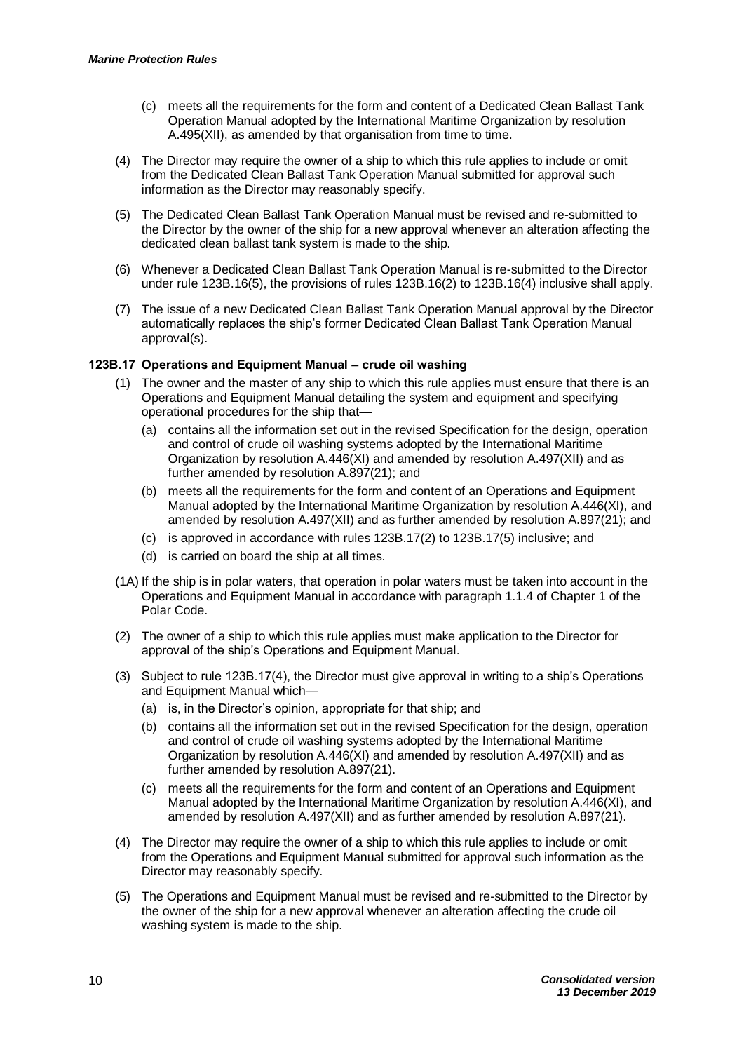(c) meets all the requirements for the form and content of a Dedicated Clean Ballast Tank Operation Manual adopted by the International Maritime Organization by resolution A.495(XII), as amended by that organisation from time to time.

(4) The Director may require the owner of a ship to which this rule applies to include or omit from the Dedicated Clean Ballast Tank Operation Manual submitted for approval such information as the Director may reasonably specify.

(5) The Dedicated Clean Ballast Tank Operation Manual must be revised and re-submitted to the Director by the owner of the ship for a new approval whenever an alteration affecting the dedicated clean ballast tank system is made to the ship.

(6) Whenever a Dedicated Clean Ballast Tank Operation Manual is re-submitted to the Director under rule 123B.16(5), the provisions of rules 123B.16(2) to 123B.16(4) inclusive shall apply.

(7) The issue of a new Dedicated Clean Ballast Tank Operation Manual approval by the Director automatically replaces the ship's former Dedicated Clean Ballast Tank Operation Manual approval(s).

### 123B.17 Operations and Equipment Manual – crude oil washing

(1) The owner and the master of any ship to which this rule applies must ensure that there is an Operations and Equipment Manual detailing the system and equipment and specifying operational procedures for the ship that—

  (a) contains all the information set out in the revised Specification for the design, operation and control of crude oil washing systems adopted by the International Maritime Organization by resolution A.446(XI) and amended by resolution A.497(XII) and as further amended by resolution A.897(21); and

  (b) meets all the requirements for the form and content of an Operations and Equipment Manual adopted by the International Maritime Organization by resolution A.446(XI), and amended by resolution A.497(XII) and as further amended by resolution A.897(21); and

  (c) is approved in accordance with rules 123B.17(2) to 123B.17(5) inclusive; and

  (d) is carried on board the ship at all times.

(1A) If the ship is in polar waters, that operation in polar waters must be taken into account in the Operations and Equipment Manual in accordance with paragraph 1.1.4 of Chapter 1 of the Polar Code.

(2) The owner of a ship to which this rule applies must make application to the Director for approval of the ship's Operations and Equipment Manual.

(3) Subject to rule 123B.17(4), the Director must give approval in writing to a ship's Operations and Equipment Manual which—

  (a) is, in the Director's opinion, appropriate for that ship; and

  (b) contains all the information set out in the revised Specification for the design, operation and control of crude oil washing systems adopted by the International Maritime Organization by resolution A.446(XI) and amended by resolution A.497(XII) and as further amended by resolution A.897(21).

  (c) meets all the requirements for the form and content of an Operations and Equipment Manual adopted by the International Maritime Organization by resolution A.446(XI), and amended by resolution A.497(XII) and as further amended by resolution A.897(21).

(4) The Director may require the owner of a ship to which this rule applies to include or omit from the Operations and Equipment Manual submitted for approval such information as the Director may reasonably specify.

(5) The Operations and Equipment Manual must be revised and re-submitted to the Director by the owner of the ship for a new approval whenever an alteration affecting the crude oil washing system is made to the ship.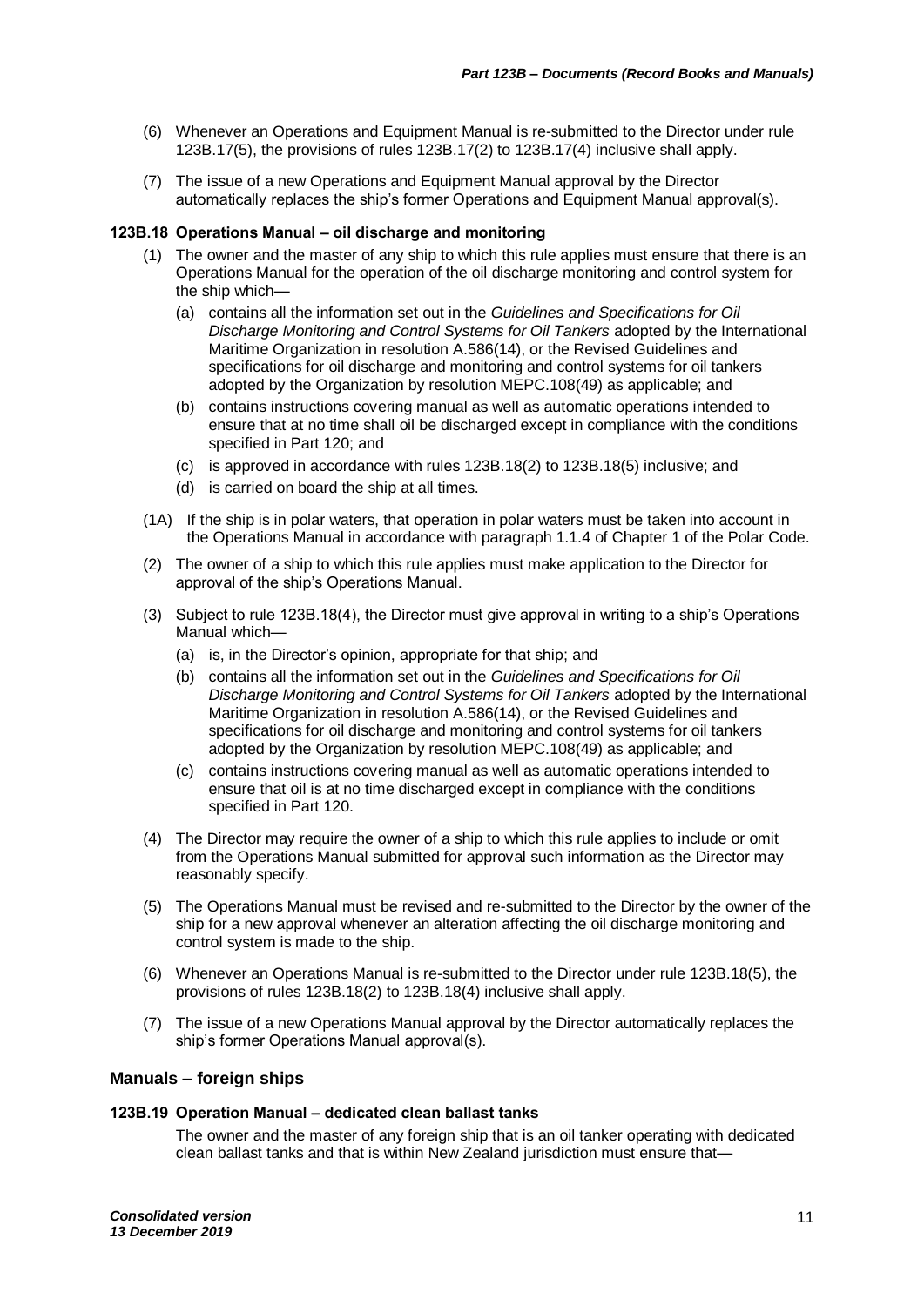(6) Whenever an Operations and Equipment Manual is re-submitted to the Director under rule 123B.17(5), the provisions of rules 123B.17(2) to 123B.17(4) inclusive shall apply.

(7) The issue of a new Operations and Equipment Manual approval by the Director automatically replaces the ship's former Operations and Equipment Manual approval(s).

#### 123B.18 Operations Manual – oil discharge and monitoring

(1) The owner and the master of any ship to which this rule applies must ensure that there is an Operations Manual for the operation of the oil discharge monitoring and control system for the ship which—

- (a) contains all the information set out in the *Guidelines and Specifications for Oil Discharge Monitoring and Control Systems for Oil Tankers* adopted by the International Maritime Organization in resolution A.586(14), or the Revised Guidelines and specifications for oil discharge and monitoring and control systems for oil tankers adopted by the Organization by resolution MEPC.108(49) as applicable; and
- (b) contains instructions covering manual as well as automatic operations intended to ensure that at no time shall oil be discharged except in compliance with the conditions specified in Part 120; and
- (c) is approved in accordance with rules 123B.18(2) to 123B.18(5) inclusive; and
- (d) is carried on board the ship at all times.

(1A) If the ship is in polar waters, that operation in polar waters must be taken into account in the Operations Manual in accordance with paragraph 1.1.4 of Chapter 1 of the Polar Code.

(2) The owner of a ship to which this rule applies must make application to the Director for approval of the ship's Operations Manual.

(3) Subject to rule 123B.18(4), the Director must give approval in writing to a ship's Operations Manual which—

- (a) is, in the Director's opinion, appropriate for that ship; and
- (b) contains all the information set out in the *Guidelines and Specifications for Oil Discharge Monitoring and Control Systems for Oil Tankers* adopted by the International Maritime Organization in resolution A.586(14), or the Revised Guidelines and specifications for oil discharge and monitoring and control systems for oil tankers adopted by the Organization by resolution MEPC.108(49) as applicable; and
- (c) contains instructions covering manual as well as automatic operations intended to ensure that oil is at no time discharged except in compliance with the conditions specified in Part 120.

(4) The Director may require the owner of a ship to which this rule applies to include or omit from the Operations Manual submitted for approval such information as the Director may reasonably specify.

(5) The Operations Manual must be revised and re-submitted to the Director by the owner of the ship for a new approval whenever an alteration affecting the oil discharge monitoring and control system is made to the ship.

(6) Whenever an Operations Manual is re-submitted to the Director under rule 123B.18(5), the provisions of rules 123B.18(2) to 123B.18(4) inclusive shall apply.

(7) The issue of a new Operations Manual approval by the Director automatically replaces the ship's former Operations Manual approval(s).

### Manuals – foreign ships

#### 123B.19 Operation Manual – dedicated clean ballast tanks

The owner and the master of any foreign ship that is an oil tanker operating with dedicated clean ballast tanks and that is within New Zealand jurisdiction must ensure that—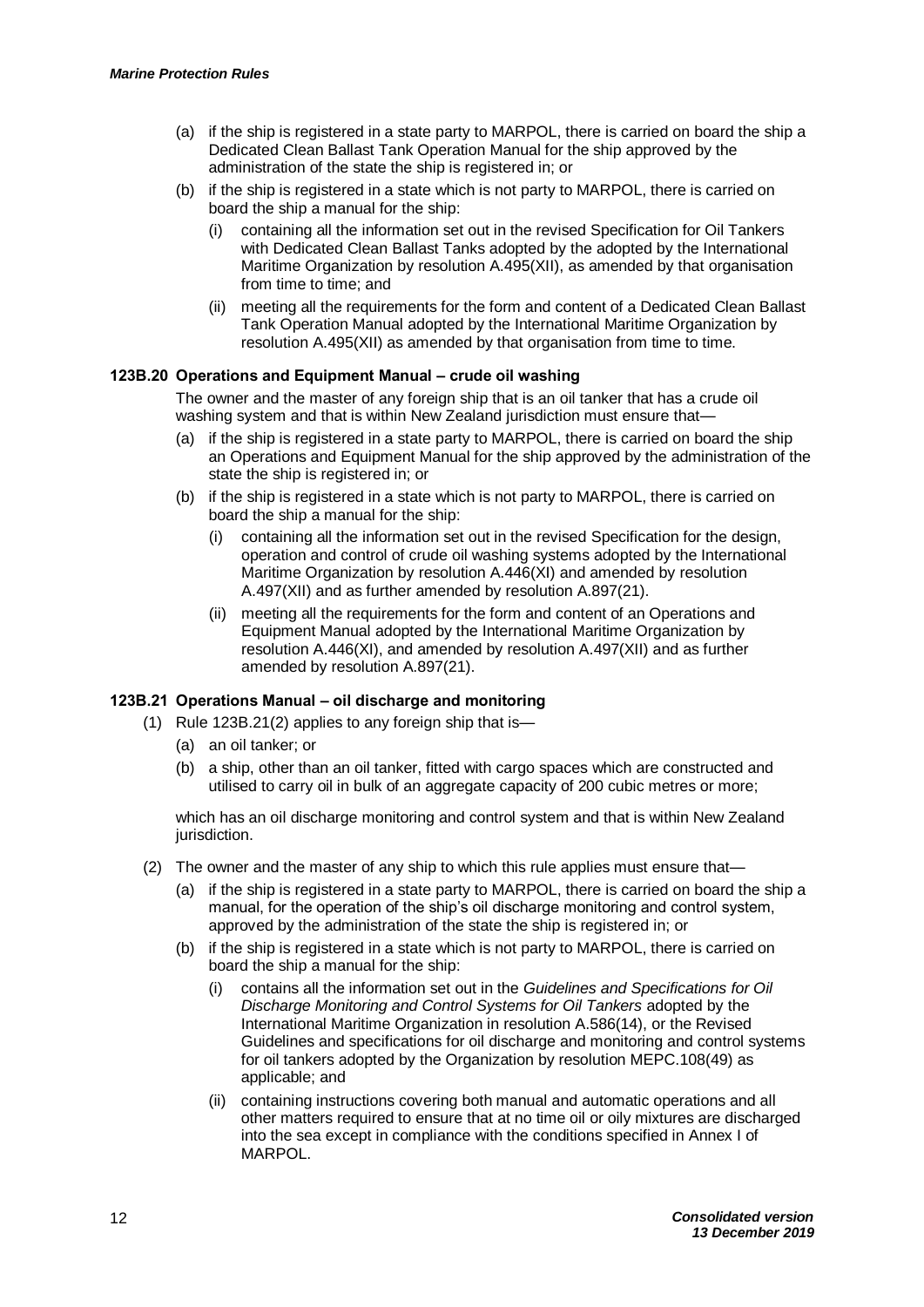(a) if the ship is registered in a state party to MARPOL, there is carried on board the ship a Dedicated Clean Ballast Tank Operation Manual for the ship approved by the administration of the state the ship is registered in; or

(b) if the ship is registered in a state which is not party to MARPOL, there is carried on board the ship a manual for the ship:

   (i) containing all the information set out in the revised Specification for Oil Tankers with Dedicated Clean Ballast Tanks adopted by the adopted by the International Maritime Organization by resolution A.495(XII), as amended by that organisation from time to time; and

   (ii) meeting all the requirements for the form and content of a Dedicated Clean Ballast Tank Operation Manual adopted by the International Maritime Organization by resolution A.495(XII) as amended by that organisation from time to time.

### 123B.20 Operations and Equipment Manual – crude oil washing

The owner and the master of any foreign ship that is an oil tanker that has a crude oil washing system and that is within New Zealand jurisdiction must ensure that—

(a) if the ship is registered in a state party to MARPOL, there is carried on board the ship an Operations and Equipment Manual for the ship approved by the administration of the state the ship is registered in; or

(b) if the ship is registered in a state which is not party to MARPOL, there is carried on board the ship a manual for the ship:

   (i) containing all the information set out in the revised Specification for the design, operation and control of crude oil washing systems adopted by the International Maritime Organization by resolution A.446(XI) and amended by resolution A.497(XII) and as further amended by resolution A.897(21).

   (ii) meeting all the requirements for the form and content of an Operations and Equipment Manual adopted by the International Maritime Organization by resolution A.446(XI), and amended by resolution A.497(XII) and as further amended by resolution A.897(21).

### 123B.21 Operations Manual – oil discharge and monitoring

(1) Rule 123B.21(2) applies to any foreign ship that is—

   (a) an oil tanker; or

   (b) a ship, other than an oil tanker, fitted with cargo spaces which are constructed and utilised to carry oil in bulk of an aggregate capacity of 200 cubic metres or more;

   which has an oil discharge monitoring and control system and that is within New Zealand jurisdiction.

(2) The owner and the master of any ship to which this rule applies must ensure that—

   (a) if the ship is registered in a state party to MARPOL, there is carried on board the ship a manual, for the operation of the ship's oil discharge monitoring and control system, approved by the administration of the state the ship is registered in; or

   (b) if the ship is registered in a state which is not party to MARPOL, there is carried on board the ship a manual for the ship:

      (i) contains all the information set out in the *Guidelines and Specifications for Oil Discharge Monitoring and Control Systems for Oil Tankers* adopted by the International Maritime Organization in resolution A.586(14), or the Revised Guidelines and specifications for oil discharge and monitoring and control systems for oil tankers adopted by the Organization by resolution MEPC.108(49) as applicable; and

      (ii) containing instructions covering both manual and automatic operations and all other matters required to ensure that at no time oil or oily mixtures are discharged into the sea except in compliance with the conditions specified in Annex I of MARPOL.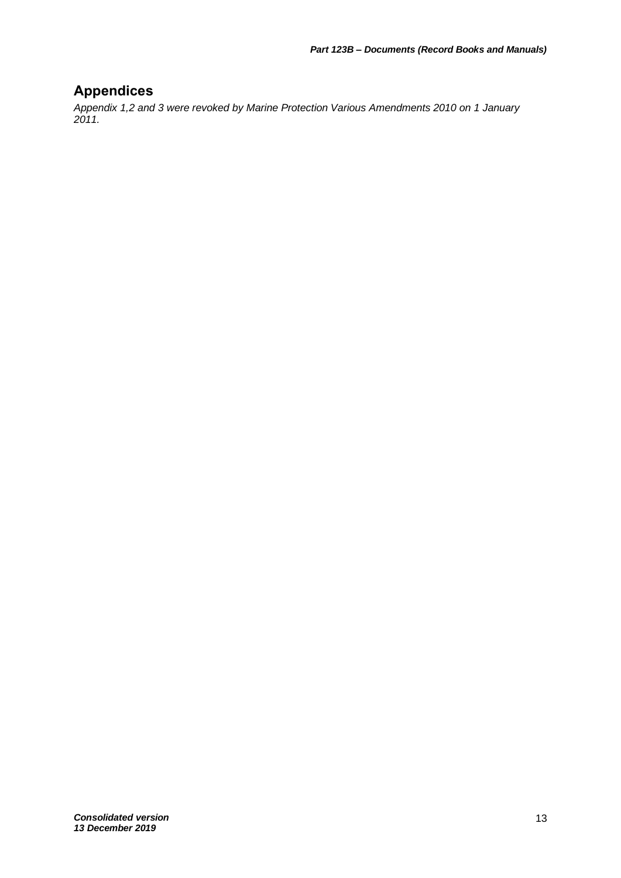## Appendices

*Appendix 1,2 and 3 were revoked by Marine Protection Various Amendments 2010 on 1 January 2011.*